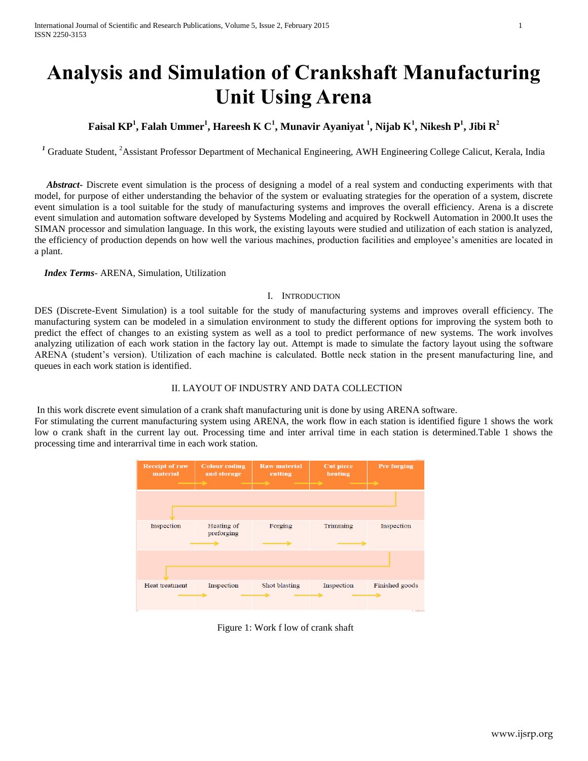# Analysis and Simulation of Crankshaft Manufacturing Unit Using Arena

**Faisal KP[1], Falah Ummer[1], Hareesh K C[1], Munavir Ayaniyat [1], Nijab K[1], Nikesh P[1], Jibi R[2]**

[1] Graduate Student, [2]Assistant Professor Department of Mechanical Engineering, AWH Engineering College Calicut, Kerala, India

***Abstract-*** Discrete event simulation is the process of designing a model of a real system and conducting experiments with that model, for purpose of either understanding the behavior of the system or evaluating strategies for the operation of a system, discrete event simulation is a tool suitable for the study of manufacturing systems and improves the overall efficiency. Arena is a discrete event simulation and automation software developed by Systems Modeling and acquired by Rockwell Automation in 2000.It uses the SIMAN processor and simulation language. In this work, the existing layouts were studied and utilization of each station is analyzed, the efficiency of production depends on how well the various machines, production facilities and employee's amenities are located in a plant.

***Index Terms*****-** ARENA, Simulation, Utilization

## I. Introduction

DES (Discrete-Event Simulation) is a tool suitable for the study of manufacturing systems and improves overall efficiency. The manufacturing system can be modeled in a simulation environment to study the different options for improving the system both to predict the effect of changes to an existing system as well as a tool to predict performance of new systems. The work involves analyzing utilization of each work station in the factory lay out. Attempt is made to simulate the factory layout using the software ARENA (student's version). Utilization of each machine is calculated. Bottle neck station in the present manufacturing line, and queues in each work station is identified.

## II. LAYOUT OF INDUSTRY AND DATA COLLECTION

In this work discrete event simulation of a crank shaft manufacturing unit is done by using ARENA software.

For stimulating the current manufacturing system using ARENA, the work flow in each station is identified figure 1 shows the work low o crank shaft in the current lay out. Processing time and inter arrival time in each station is determined.Table 1 shows the processing time and interarrival time in each work station.

| Receipt of raw material | Colour coding and storage | Raw material cutting | Cut piece heating | Pre forging |
|---|---|---|---|---|
| Inspection | Heating of preforging | Forging | Trimming | Inspection |
| Heat treatment | Inspection | Shot blasting | Inspection | Finished goods |

Figure 1: Work f low of crank shaft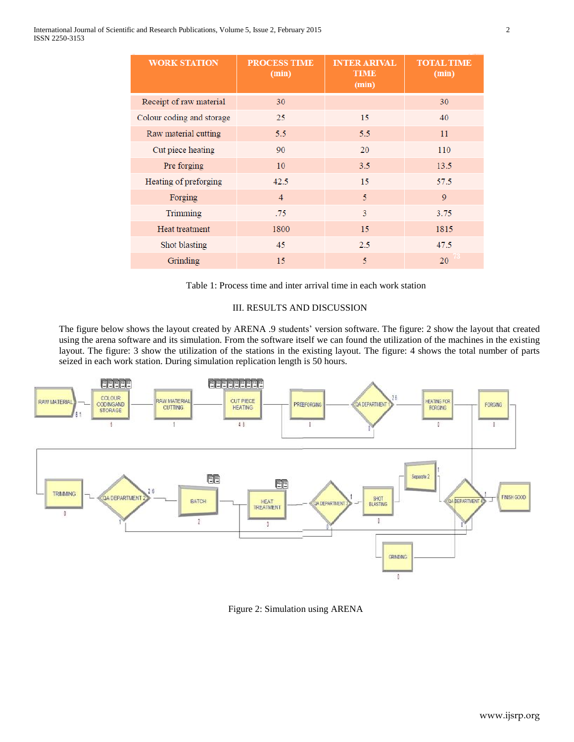| WORK STATION | PROCESS TIME (min) | INTER ARRIVAL TIME (min) | TOTAL TIME (min) |
|---|---|---|---|
| Receipt of raw material | 30 | | 30 |
| Colour coding and storage | 25 | 15 | 40 |
| Raw material cutting | 5.5 | 5.5 | 11 |
| Cut piece heating | 90 | 20 | 110 |
| Pre forging | 10 | 3.5 | 13.5 |
| Heating of preforging | 42.5 | 15 | 57.5 |
| Forging | 4 | 5 | 9 |
| Trimming | .75 | 3 | 3.75 |
| Heat treatment | 1800 | 15 | 1815 |
| Shot blasting | 45 | 2.5 | 47.5 |
| Grinding | 15 | 5 | 20 |

Table 1: Process time and inter arrival time in each work station

## III. RESULTS AND DISCUSSION

The figure below shows the layout created by ARENA .9 students' version software. The figure: 2 show the layout that created using the arena software and its simulation. From the software itself we can found the utilization of the machines in the existing layout. The figure: 3 show the utilization of the stations in the existing layout. The figure: 4 shows the total number of parts seized in each work station. During simulation replication length is 50 hours.

Figure 2: Simulation using ARENA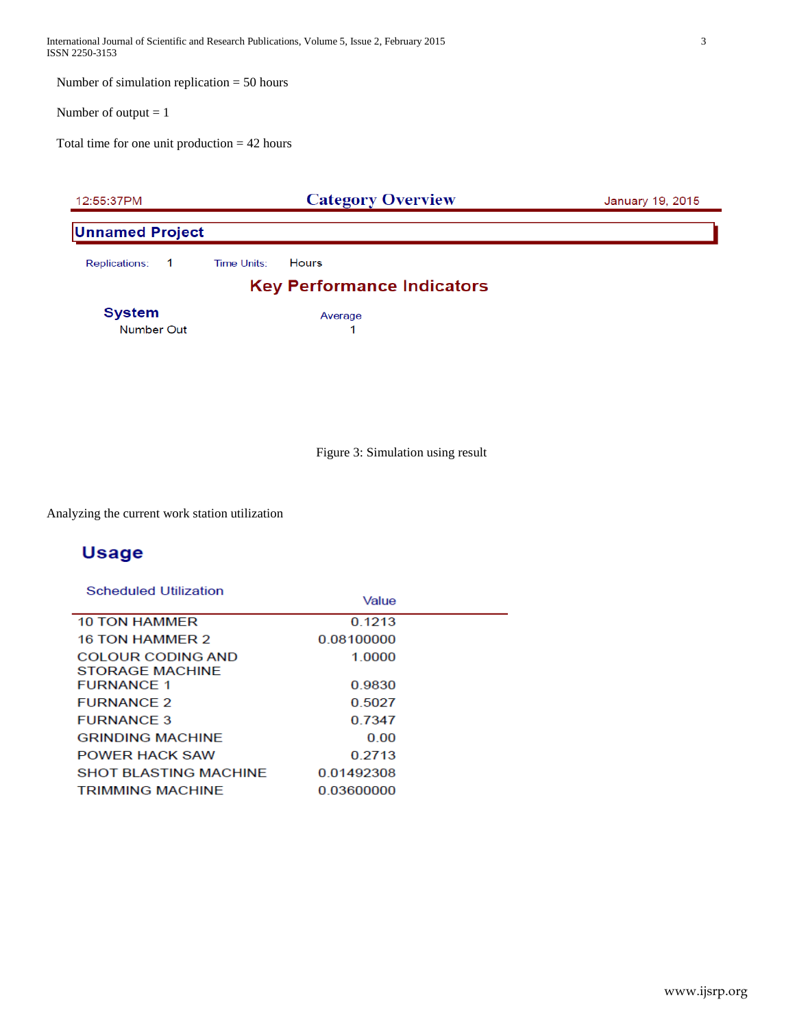Number of simulation replication = 50 hours

Number of output = 1

Total time for one unit production = 42 hours

12:55:37PM **Category Overview** January 19, 2015

**Unnamed Project**

Replications: 1 Time Units: Hours

**Key Performance Indicators**

| System | Average |
|---|---|
| Number Out | 1 |

Figure 3: Simulation using result

Analyzing the current work station utilization

## Usage

| Scheduled Utilization | Value |
|---|---|
| 10 TON HAMMER | 0.1213 |
| 16 TON HAMMER 2 | 0.08100000 |
| COLOUR CODING AND STORAGE MACHINE | 1.0000 |
| FURNANCE 1 | 0.9830 |
| FURNANCE 2 | 0.5027 |
| FURNANCE 3 | 0.7347 |
| GRINDING MACHINE | 0.00 |
| POWER HACK SAW | 0.2713 |
| SHOT BLASTING MACHINE | 0.01492308 |
| TRIMMING MACHINE | 0.03600000 |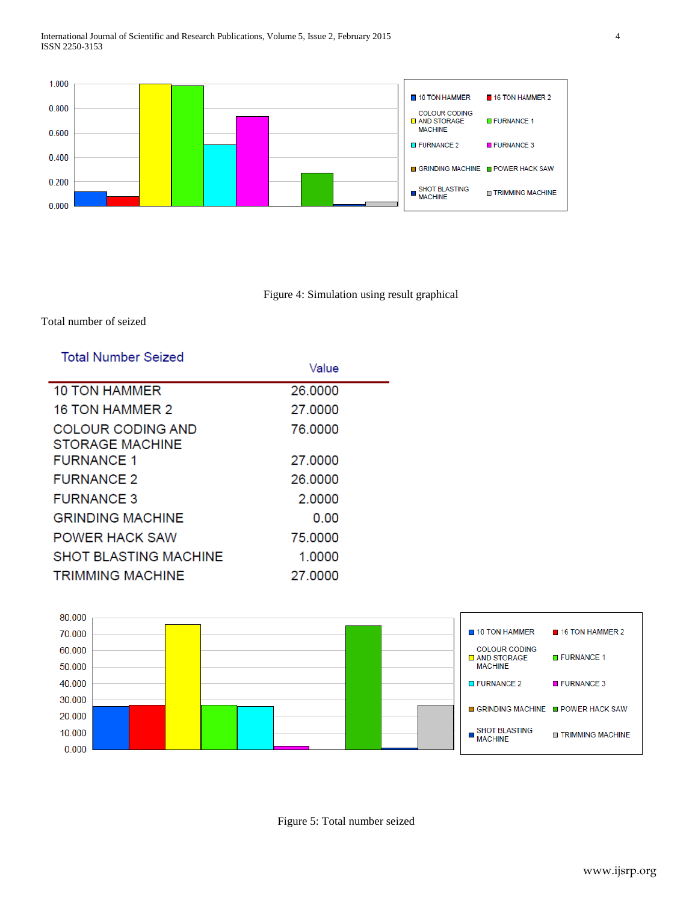Figure 4: Simulation using result graphical

Total number of seized

| Total Number Seized | Value |
|---|---|
| 10 TON HAMMER | 26.0000 |
| 16 TON HAMMER 2 | 27.0000 |
| COLOUR CODING AND STORAGE MACHINE | 76.0000 |
| FURNANCE 1 | 27.0000 |
| FURNANCE 2 | 26.0000 |
| FURNANCE 3 | 2.0000 |
| GRINDING MACHINE | 0.00 |
| POWER HACK SAW | 75.0000 |
| SHOT BLASTING MACHINE | 1.0000 |
| TRIMMING MACHINE | 27.0000 |

Figure 5: Total number seized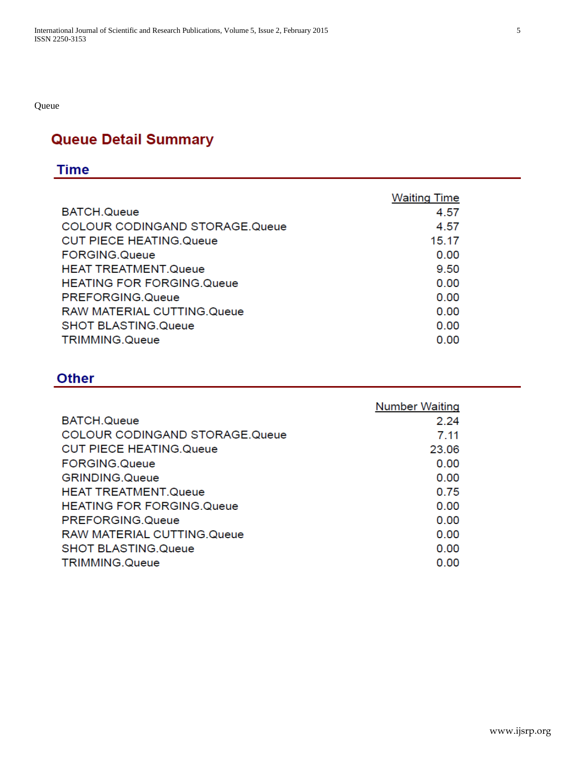Queue

## Queue Detail Summary

### Time

| | Waiting Time |
|---|---|
| BATCH.Queue | 4.57 |
| COLOUR CODINGAND STORAGE.Queue | 4.57 |
| CUT PIECE HEATING.Queue | 15.17 |
| FORGING.Queue | 0.00 |
| HEAT TREATMENT.Queue | 9.50 |
| HEATING FOR FORGING.Queue | 0.00 |
| PREFORGING.Queue | 0.00 |
| RAW MATERIAL CUTTING.Queue | 0.00 |
| SHOT BLASTING.Queue | 0.00 |
| TRIMMING.Queue | 0.00 |

### Other

| | Number Waiting |
|---|---|
| BATCH.Queue | 2.24 |
| COLOUR CODINGAND STORAGE.Queue | 7.11 |
| CUT PIECE HEATING.Queue | 23.06 |
| FORGING.Queue | 0.00 |
| GRINDING.Queue | 0.00 |
| HEAT TREATMENT.Queue | 0.75 |
| HEATING FOR FORGING.Queue | 0.00 |
| PREFORGING.Queue | 0.00 |
| RAW MATERIAL CUTTING.Queue | 0.00 |
| SHOT BLASTING.Queue | 0.00 |
| TRIMMING.Queue | 0.00 |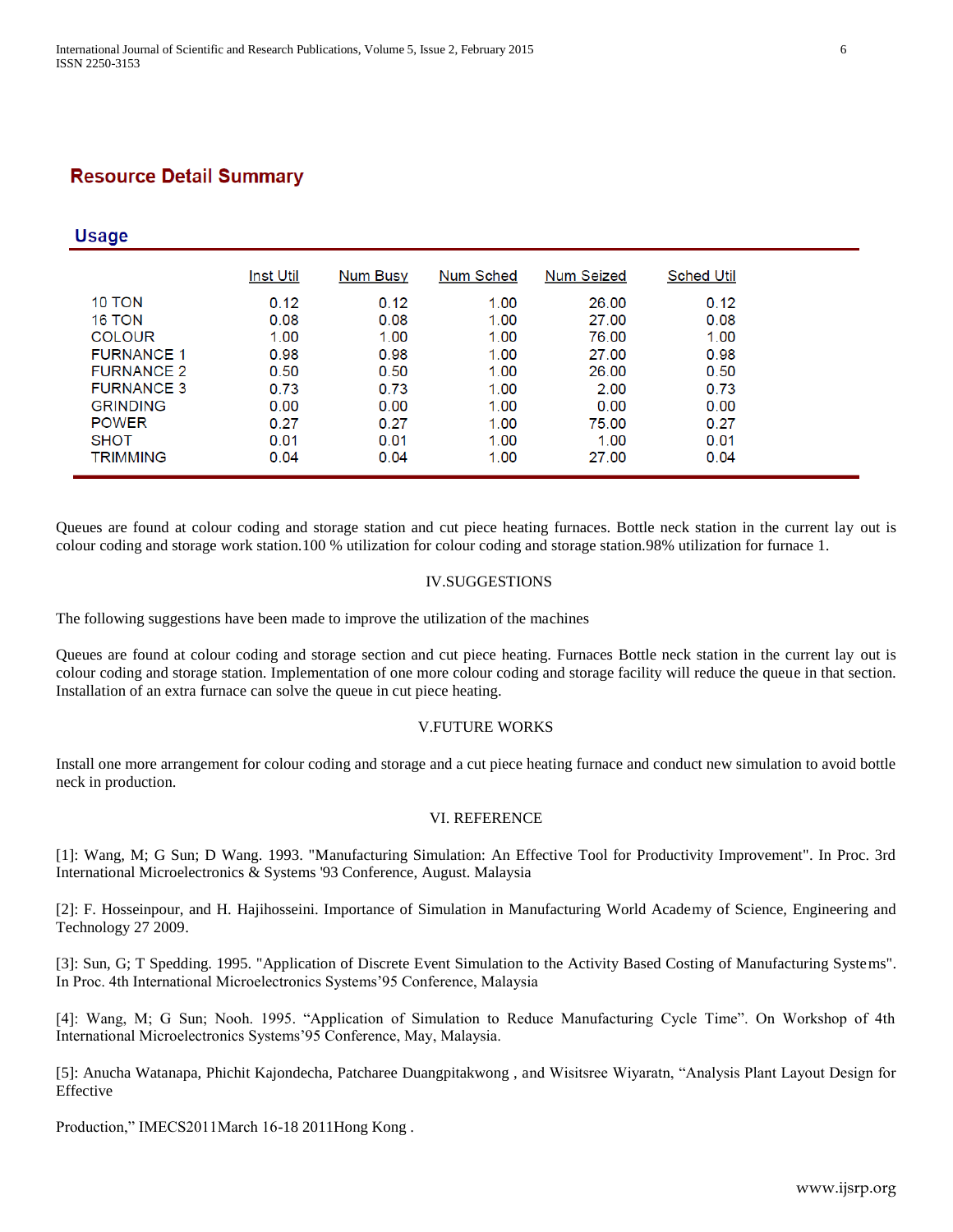## Resource Detail Summary

### Usage

| | Inst Util | Num Busy | Num Sched | Num Seized | Sched Util |
|---|---|---|---|---|---|
| 10 TON | 0.12 | 0.12 | 1.00 | 26.00 | 0.12 |
| 16 TON | 0.08 | 0.08 | 1.00 | 27.00 | 0.08 |
| COLOUR | 1.00 | 1.00 | 1.00 | 76.00 | 1.00 |
| FURNANCE 1 | 0.98 | 0.98 | 1.00 | 27.00 | 0.98 |
| FURNANCE 2 | 0.50 | 0.50 | 1.00 | 26.00 | 0.50 |
| FURNANCE 3 | 0.73 | 0.73 | 1.00 | 2.00 | 0.73 |
| GRINDING | 0.00 | 0.00 | 1.00 | 0.00 | 0.00 |
| POWER | 0.27 | 0.27 | 1.00 | 75.00 | 0.27 |
| SHOT | 0.01 | 0.01 | 1.00 | 1.00 | 0.01 |
| TRIMMING | 0.04 | 0.04 | 1.00 | 27.00 | 0.04 |

Queues are found at colour coding and storage station and cut piece heating furnaces. Bottle neck station in the current lay out is colour coding and storage work station.100 % utilization for colour coding and storage station.98% utilization for furnace 1.

## IV.SUGGESTIONS

The following suggestions have been made to improve the utilization of the machines

Queues are found at colour coding and storage section and cut piece heating. Furnaces Bottle neck station in the current lay out is colour coding and storage station. Implementation of one more colour coding and storage facility will reduce the queue in that section. Installation of an extra furnace can solve the queue in cut piece heating.

## V.FUTURE WORKS

Install one more arrangement for colour coding and storage and a cut piece heating furnace and conduct new simulation to avoid bottle neck in production.

## VI. REFERENCE

[1]: Wang, M; G Sun; D Wang. 1993. "Manufacturing Simulation: An Effective Tool for Productivity Improvement". In Proc. 3rd International Microelectronics & Systems '93 Conference, August. Malaysia

[2]: F. Hosseinpour, and H. Hajihosseini. Importance of Simulation in Manufacturing World Academy of Science, Engineering and Technology 27 2009.

[3]: Sun, G; T Spedding. 1995. "Application of Discrete Event Simulation to the Activity Based Costing of Manufacturing Systems". In Proc. 4th International Microelectronics Systems'95 Conference, Malaysia

[4]: Wang, M; G Sun; Nooh. 1995. "Application of Simulation to Reduce Manufacturing Cycle Time". On Workshop of 4th International Microelectronics Systems'95 Conference, May, Malaysia.

[5]: Anucha Watanapa, Phichit Kajondecha, Patcharee Duangpitakwong , and Wisitsree Wiyaratn, "Analysis Plant Layout Design for Effective

Production," IMECS2011March 16-18 2011Hong Kong .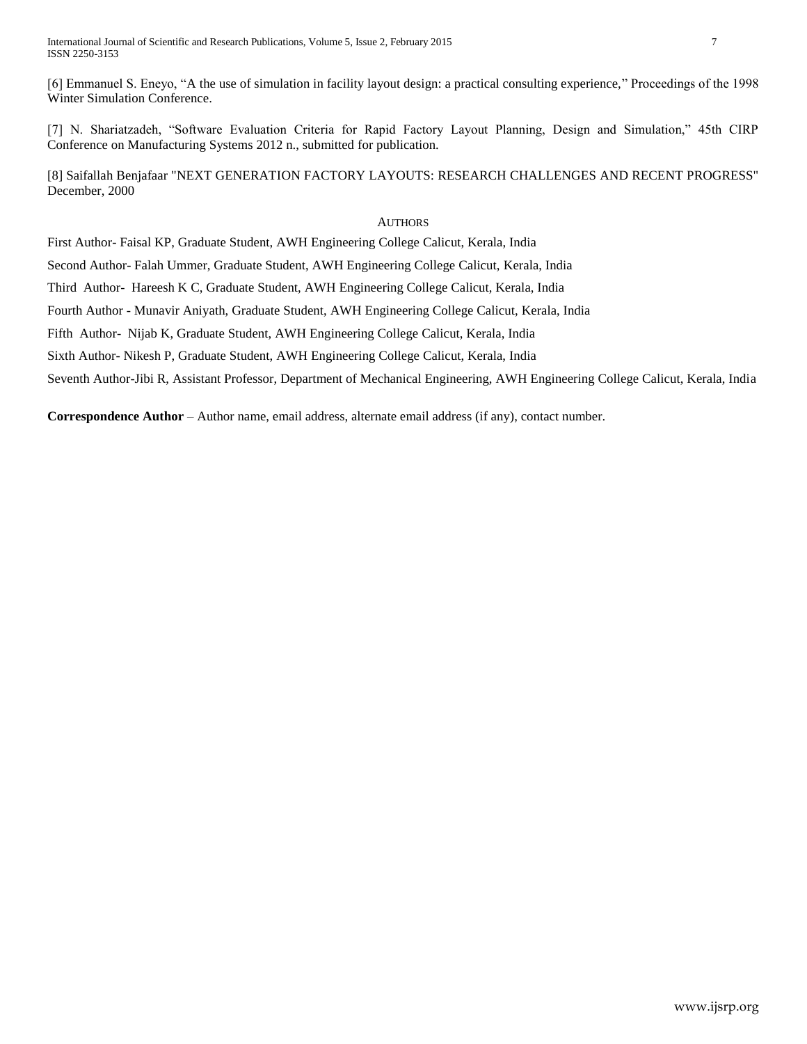[6] Emmanuel S. Eneyo, “A the use of simulation in facility layout design: a practical consulting experience,” Proceedings of the 1998 Winter Simulation Conference.

[7] N. Shariatzadeh, “Software Evaluation Criteria for Rapid Factory Layout Planning, Design and Simulation,” 45th CIRP Conference on Manufacturing Systems 2012 n., submitted for publication.

[8] Saifallah Benjafaar "NEXT GENERATION FACTORY LAYOUTS: RESEARCH CHALLENGES AND RECENT PROGRESS" December, 2000

## AUTHORS

First Author- Faisal KP, Graduate Student, AWH Engineering College Calicut, Kerala, India

Second Author- Falah Ummer, Graduate Student, AWH Engineering College Calicut, Kerala, India

Third Author- Hareesh K C, Graduate Student, AWH Engineering College Calicut, Kerala, India

Fourth Author - Munavir Aniyath, Graduate Student, AWH Engineering College Calicut, Kerala, India

Fifth Author- Nijab K, Graduate Student, AWH Engineering College Calicut, Kerala, India

Sixth Author- Nikesh P, Graduate Student, AWH Engineering College Calicut, Kerala, India

Seventh Author-Jibi R, Assistant Professor, Department of Mechanical Engineering, AWH Engineering College Calicut, Kerala, India

**Correspondence Author** – Author name, email address, alternate email address (if any), contact number.